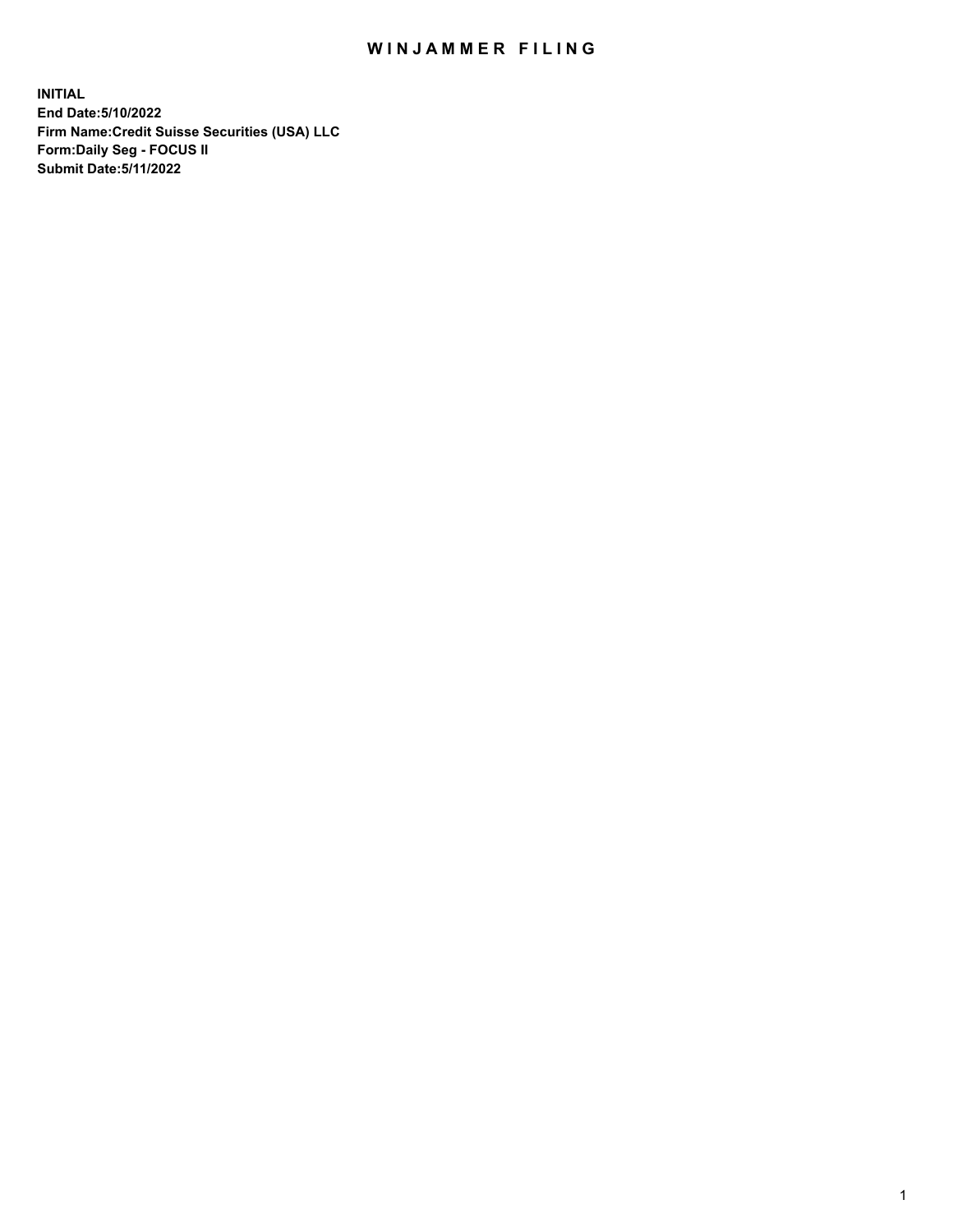# WINJAMMER FILING

**INITIAL**
**End Date:5/10/2022**
**Firm Name:Credit Suisse Securities (USA) LLC**
**Form:Daily Seg - FOCUS II**
**Submit Date:5/11/2022**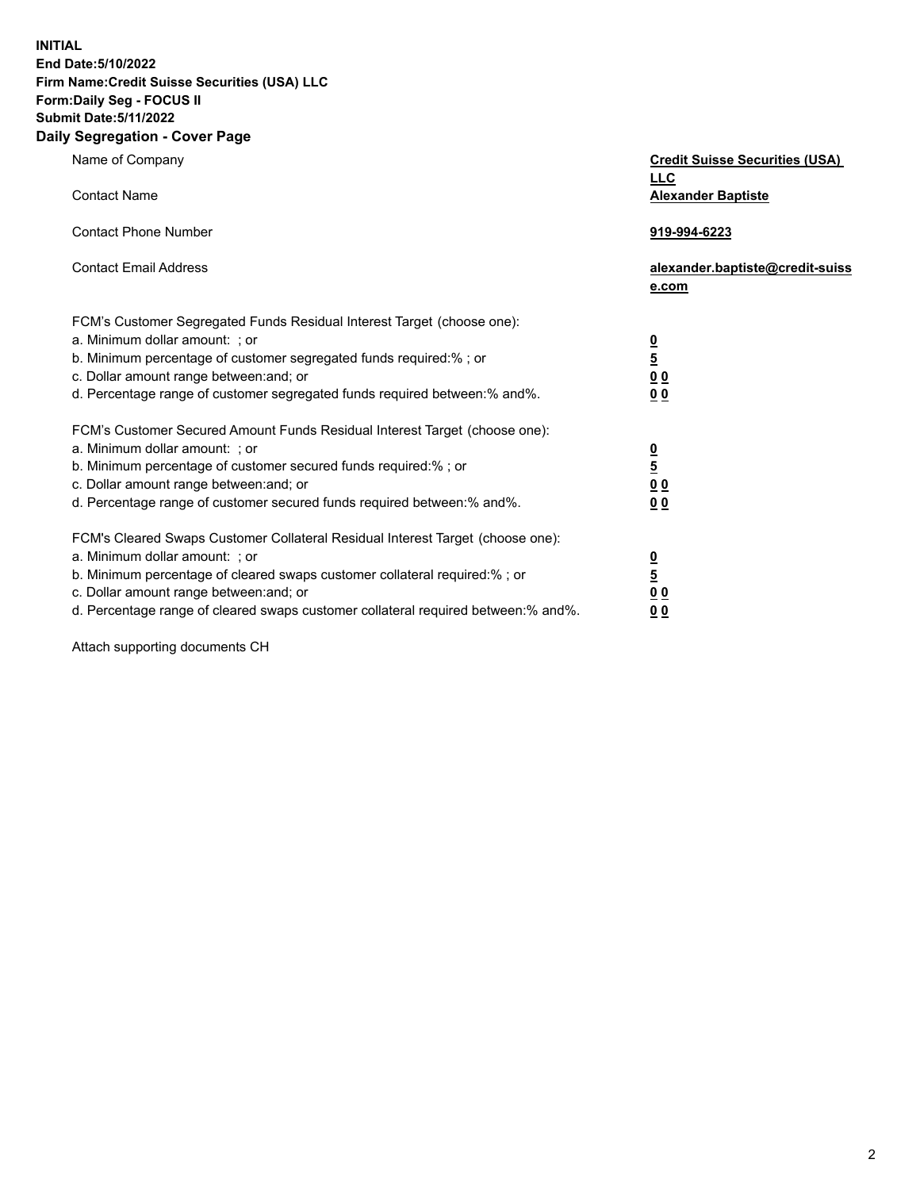**INITIAL**
**End Date:5/10/2022**
**Firm Name:Credit Suisse Securities (USA) LLC**
**Form:Daily Seg - FOCUS II**
**Submit Date:5/11/2022**

## Daily Segregation - Cover Page

| | |
|---|---|
| Name of Company | **Credit Suisse Securities (USA) LLC** |
| Contact Name | **Alexander Baptiste** |
| Contact Phone Number | **919-994-6223** |
| Contact Email Address | **alexander.baptiste@credit-suisse.com** |

| | |
|---|---|
| FCM's Customer Segregated Funds Residual Interest Target (choose one): | |
| a. Minimum dollar amount: ; or | **0** |
| b. Minimum percentage of customer segregated funds required:% ; or | **5** |
| c. Dollar amount range between:and; or | **0 0** |
| d. Percentage range of customer segregated funds required between:% and%. | **0 0** |
| FCM's Customer Secured Amount Funds Residual Interest Target (choose one): | |
| a. Minimum dollar amount: ; or | **0** |
| b. Minimum percentage of customer secured funds required:% ; or | **5** |
| c. Dollar amount range between:and; or | **0 0** |
| d. Percentage range of customer secured funds required between:% and%. | **0 0** |
| FCM's Cleared Swaps Customer Collateral Residual Interest Target (choose one): | |
| a. Minimum dollar amount: ; or | **0** |
| b. Minimum percentage of cleared swaps customer collateral required:% ; or | **5** |
| c. Dollar amount range between:and; or | **0 0** |
| d. Percentage range of cleared swaps customer collateral required between:% and%. | **0 0** |

Attach supporting documents CH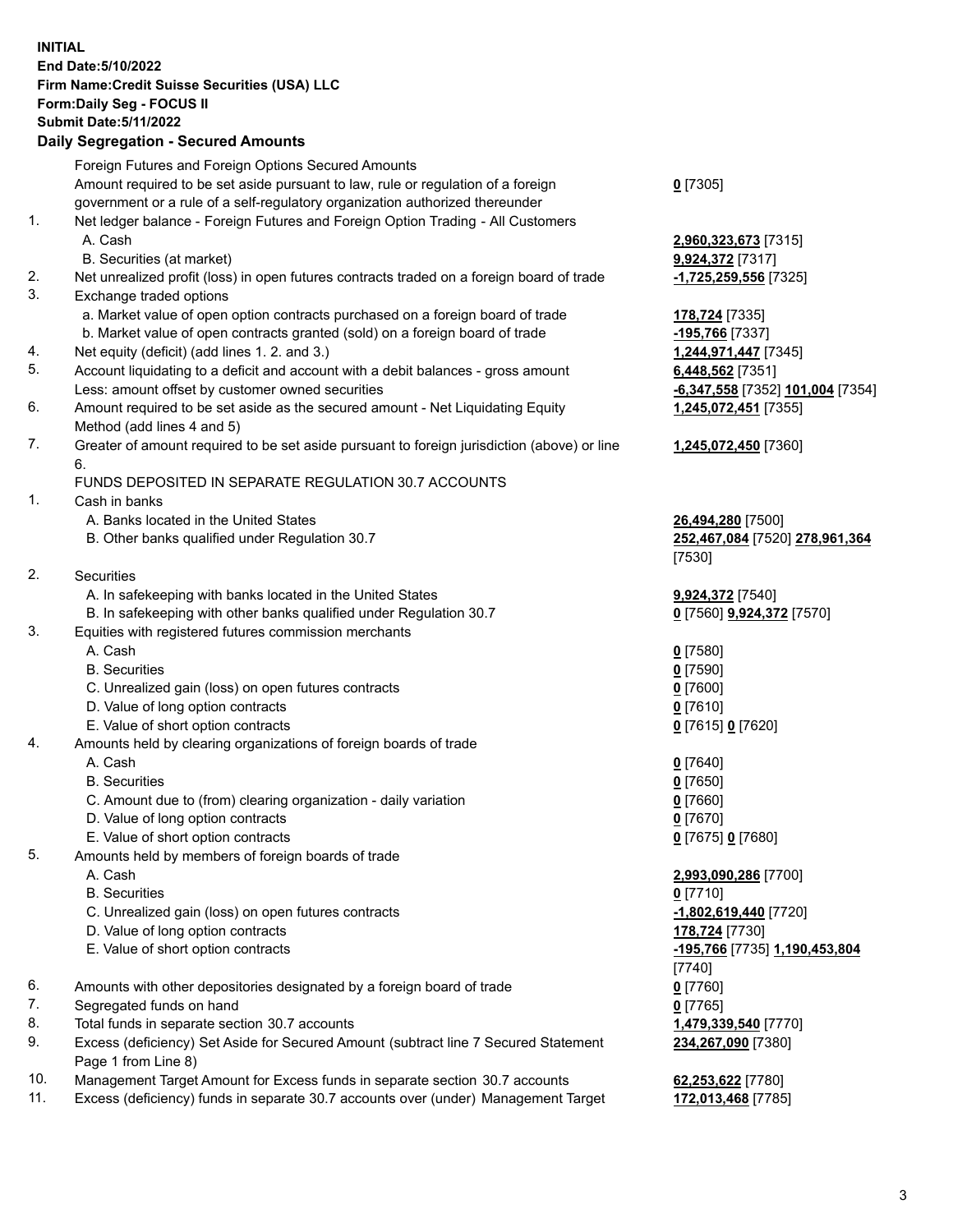**INITIAL**
**End Date:5/10/2022**
**Firm Name:Credit Suisse Securities (USA) LLC**
**Form:Daily Seg - FOCUS II**
**Submit Date:5/11/2022**

## Daily Segregation - Secured Amounts

| | | |
|---|---|---|
| | Foreign Futures and Foreign Options Secured Amounts | |
| | Amount required to be set aside pursuant to law, rule or regulation of a foreign government or a rule of a self-regulatory organization authorized thereunder | **0** [7305] |
| 1. | Net ledger balance - Foreign Futures and Foreign Option Trading - All Customers | |
| | A. Cash | **2,960,323,673** [7315] |
| | B. Securities (at market) | **9,924,372** [7317] |
| 2. | Net unrealized profit (loss) in open futures contracts traded on a foreign board of trade | **-1,725,259,556** [7325] |
| 3. | Exchange traded options | |
| | a. Market value of open option contracts purchased on a foreign board of trade | **178,724** [7335] |
| | b. Market value of open contracts granted (sold) on a foreign board of trade | **-195,766** [7337] |
| 4. | Net equity (deficit) (add lines 1. 2. and 3.) | **1,244,971,447** [7345] |
| 5. | Account liquidating to a deficit and account with a debit balances - gross amount | **6,448,562** [7351] |
| | Less: amount offset by customer owned securities | **-6,347,558** [7352] **101,004** [7354] |
| 6. | Amount required to be set aside as the secured amount - Net Liquidating Equity Method (add lines 4 and 5) | **1,245,072,451** [7355] |
| 7. | Greater of amount required to be set aside pursuant to foreign jurisdiction (above) or line 6. | **1,245,072,450** [7360] |
| | FUNDS DEPOSITED IN SEPARATE REGULATION 30.7 ACCOUNTS | |
| 1. | Cash in banks | |
| | A. Banks located in the United States | **26,494,280** [7500] |
| | B. Other banks qualified under Regulation 30.7 | **252,467,084** [7520] **278,961,364** [7530] |
| 2. | Securities | |
| | A. In safekeeping with banks located in the United States | **9,924,372** [7540] |
| | B. In safekeeping with other banks qualified under Regulation 30.7 | **0** [7560] **9,924,372** [7570] |
| 3. | Equities with registered futures commission merchants | |
| | A. Cash | **0** [7580] |
| | B. Securities | **0** [7590] |
| | C. Unrealized gain (loss) on open futures contracts | **0** [7600] |
| | D. Value of long option contracts | **0** [7610] |
| | E. Value of short option contracts | **0** [7615] **0** [7620] |
| 4. | Amounts held by clearing organizations of foreign boards of trade | |
| | A. Cash | **0** [7640] |
| | B. Securities | **0** [7650] |
| | C. Amount due to (from) clearing organization - daily variation | **0** [7660] |
| | D. Value of long option contracts | **0** [7670] |
| | E. Value of short option contracts | **0** [7675] **0** [7680] |
| 5. | Amounts held by members of foreign boards of trade | |
| | A. Cash | **2,993,090,286** [7700] |
| | B. Securities | **0** [7710] |
| | C. Unrealized gain (loss) on open futures contracts | **-1,802,619,440** [7720] |
| | D. Value of long option contracts | **178,724** [7730] |
| | E. Value of short option contracts | **-195,766** [7735] **1,190,453,804** [7740] |
| 6. | Amounts with other depositories designated by a foreign board of trade | **0** [7760] |
| 7. | Segregated funds on hand | **0** [7765] |
| 8. | Total funds in separate section 30.7 accounts | **1,479,339,540** [7770] |
| 9. | Excess (deficiency) Set Aside for Secured Amount (subtract line 7 Secured Statement Page 1 from Line 8) | **234,267,090** [7380] |
| 10. | Management Target Amount for Excess funds in separate section 30.7 accounts | **62,253,622** [7780] |
| 11. | Excess (deficiency) funds in separate 30.7 accounts over (under) Management Target | **172,013,468** [7785] |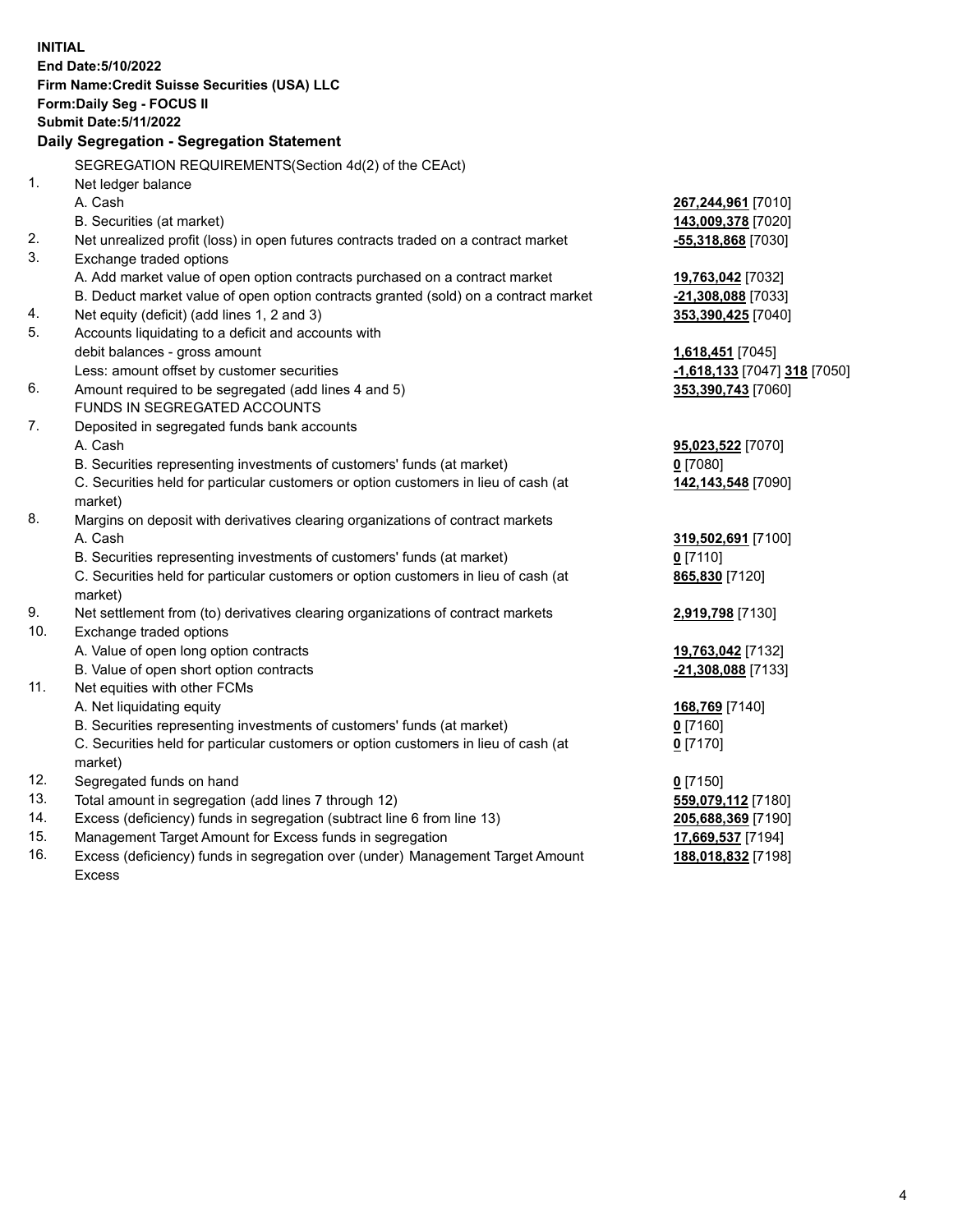**INITIAL**
**End Date:5/10/2022**
**Firm Name:Credit Suisse Securities (USA) LLC**
**Form:Daily Seg - FOCUS II**
**Submit Date:5/11/2022**

## Daily Segregation - Segregation Statement

SEGREGATION REQUIREMENTS(Section 4d(2) of the CEAct)

| | | |
|---|---|---|
| 1. | Net ledger balance | |
| | A. Cash | **267,244,961** [7010] |
| | B. Securities (at market) | **143,009,378** [7020] |
| 2. | Net unrealized profit (loss) in open futures contracts traded on a contract market | **-55,318,868** [7030] |
| 3. | Exchange traded options | |
| | A. Add market value of open option contracts purchased on a contract market | **19,763,042** [7032] |
| | B. Deduct market value of open option contracts granted (sold) on a contract market | **-21,308,088** [7033] |
| 4. | Net equity (deficit) (add lines 1, 2 and 3) | **353,390,425** [7040] |
| 5. | Accounts liquidating to a deficit and accounts with | |
| | debit balances - gross amount | **1,618,451** [7045] |
| | Less: amount offset by customer securities | **-1,618,133** [7047] **318** [7050] |
| 6. | Amount required to be segregated (add lines 4 and 5) | **353,390,743** [7060] |
| | FUNDS IN SEGREGATED ACCOUNTS | |
| 7. | Deposited in segregated funds bank accounts | |
| | A. Cash | **95,023,522** [7070] |
| | B. Securities representing investments of customers' funds (at market) | **0** [7080] |
| | C. Securities held for particular customers or option customers in lieu of cash (at market) | **142,143,548** [7090] |
| 8. | Margins on deposit with derivatives clearing organizations of contract markets | |
| | A. Cash | **319,502,691** [7100] |
| | B. Securities representing investments of customers' funds (at market) | **0** [7110] |
| | C. Securities held for particular customers or option customers in lieu of cash (at market) | **865,830** [7120] |
| 9. | Net settlement from (to) derivatives clearing organizations of contract markets | **2,919,798** [7130] |
| 10. | Exchange traded options | |
| | A. Value of open long option contracts | **19,763,042** [7132] |
| | B. Value of open short option contracts | **-21,308,088** [7133] |
| 11. | Net equities with other FCMs | |
| | A. Net liquidating equity | **168,769** [7140] |
| | B. Securities representing investments of customers' funds (at market) | **0** [7160] |
| | C. Securities held for particular customers or option customers in lieu of cash (at market) | **0** [7170] |
| 12. | Segregated funds on hand | **0** [7150] |
| 13. | Total amount in segregation (add lines 7 through 12) | **559,079,112** [7180] |
| 14. | Excess (deficiency) funds in segregation (subtract line 6 from line 13) | **205,688,369** [7190] |
| 15. | Management Target Amount for Excess funds in segregation | **17,669,537** [7194] |
| 16. | Excess (deficiency) funds in segregation over (under) Management Target Amount Excess | **188,018,832** [7198] |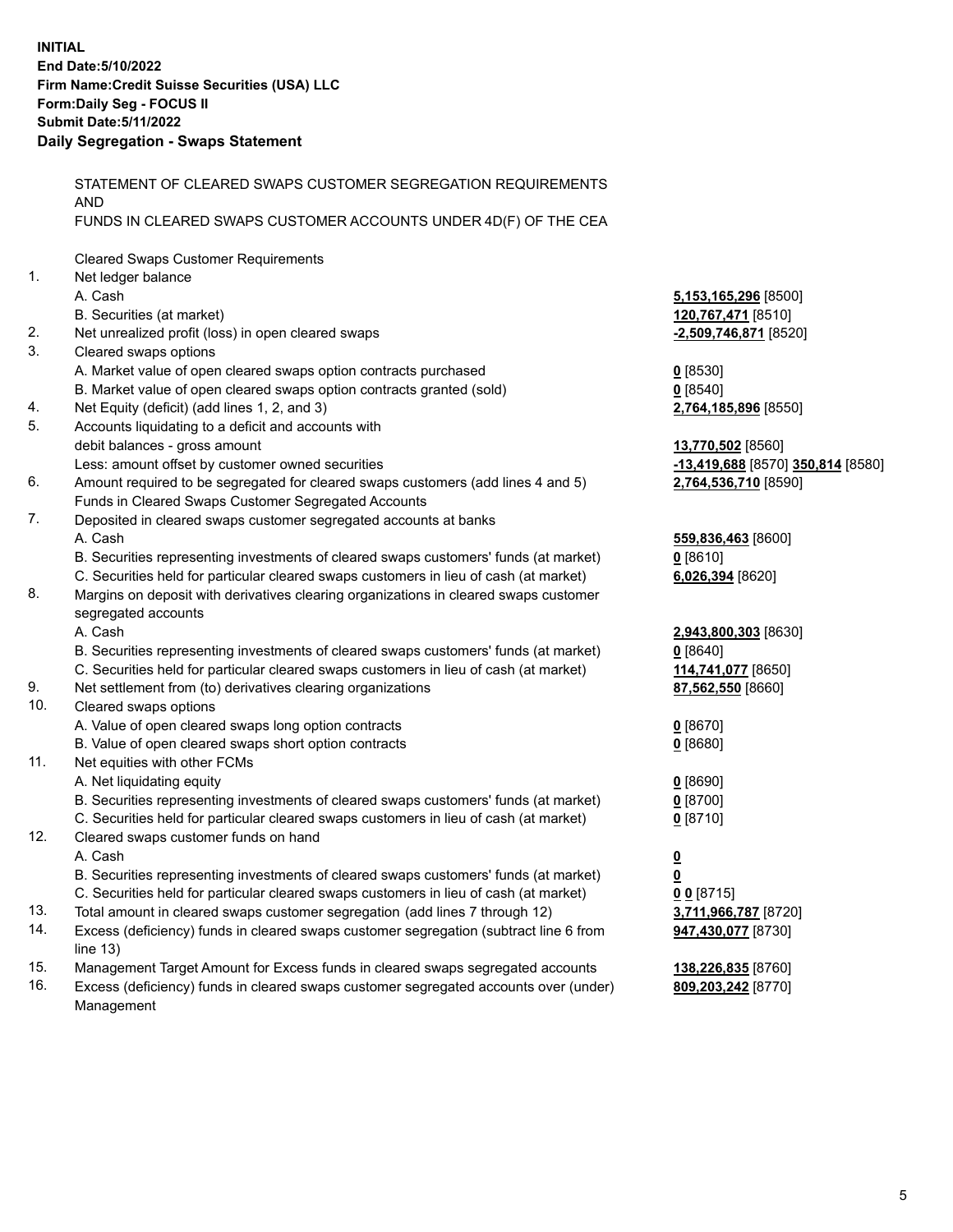**INITIAL**
**End Date:5/10/2022**
**Firm Name:Credit Suisse Securities (USA) LLC**
**Form:Daily Seg - FOCUS II**
**Submit Date:5/11/2022**
**Daily Segregation - Swaps Statement**

STATEMENT OF CLEARED SWAPS CUSTOMER SEGREGATION REQUIREMENTS AND
FUNDS IN CLEARED SWAPS CUSTOMER ACCOUNTS UNDER 4D(F) OF THE CEA

| | | |
|---|---|---|
| | Cleared Swaps Customer Requirements | |
| 1. | Net ledger balance | |
| | A. Cash | **5,153,165,296** [8500] |
| | B. Securities (at market) | **120,767,471** [8510] |
| 2. | Net unrealized profit (loss) in open cleared swaps | **-2,509,746,871** [8520] |
| 3. | Cleared swaps options | |
| | A. Market value of open cleared swaps option contracts purchased | **0** [8530] |
| | B. Market value of open cleared swaps option contracts granted (sold) | **0** [8540] |
| 4. | Net Equity (deficit) (add lines 1, 2, and 3) | **2,764,185,896** [8550] |
| 5. | Accounts liquidating to a deficit and accounts with debit balances - gross amount | **13,770,502** [8560] |
| | Less: amount offset by customer owned securities | **-13,419,688** [8570] **350,814** [8580] |
| 6. | Amount required to be segregated for cleared swaps customers (add lines 4 and 5) | **2,764,536,710** [8590] |
| | Funds in Cleared Swaps Customer Segregated Accounts | |
| 7. | Deposited in cleared swaps customer segregated accounts at banks | |
| | A. Cash | **559,836,463** [8600] |
| | B. Securities representing investments of cleared swaps customers' funds (at market) | **0** [8610] |
| | C. Securities held for particular cleared swaps customers in lieu of cash (at market) | **6,026,394** [8620] |
| 8. | Margins on deposit with derivatives clearing organizations in cleared swaps customer segregated accounts | |
| | A. Cash | **2,943,800,303** [8630] |
| | B. Securities representing investments of cleared swaps customers' funds (at market) | **0** [8640] |
| | C. Securities held for particular cleared swaps customers in lieu of cash (at market) | **114,741,077** [8650] |
| 9. | Net settlement from (to) derivatives clearing organizations | **87,562,550** [8660] |
| 10. | Cleared swaps options | |
| | A. Value of open cleared swaps long option contracts | **0** [8670] |
| | B. Value of open cleared swaps short option contracts | **0** [8680] |
| 11. | Net equities with other FCMs | |
| | A. Net liquidating equity | **0** [8690] |
| | B. Securities representing investments of cleared swaps customers' funds (at market) | **0** [8700] |
| | C. Securities held for particular cleared swaps customers in lieu of cash (at market) | **0** [8710] |
| 12. | Cleared swaps customer funds on hand | |
| | A. Cash | **0** |
| | B. Securities representing investments of cleared swaps customers' funds (at market) | **0** |
| | C. Securities held for particular cleared swaps customers in lieu of cash (at market) | **0** **0** [8715] |
| 13. | Total amount in cleared swaps customer segregation (add lines 7 through 12) | **3,711,966,787** [8720] |
| 14. | Excess (deficiency) funds in cleared swaps customer segregation (subtract line 6 from line 13) | **947,430,077** [8730] |
| 15. | Management Target Amount for Excess funds in cleared swaps segregated accounts | **138,226,835** [8760] |
| 16. | Excess (deficiency) funds in cleared swaps customer segregated accounts over (under) Management | **809,203,242** [8770] |